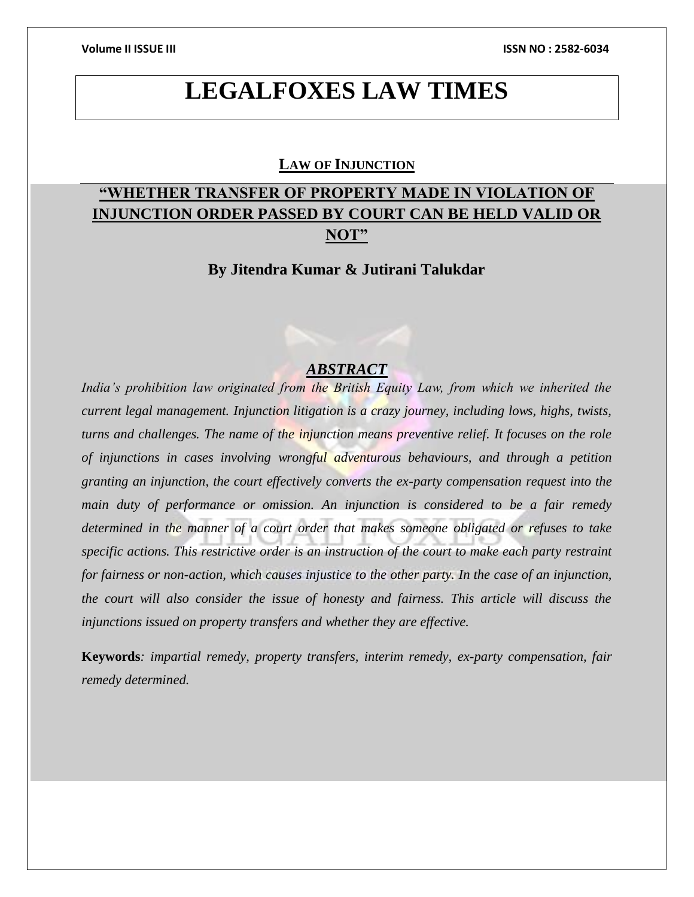# LEGALFOXES LAW TIMES

## LAW OF INJUNCTION

## "WHETHER TRANSFER OF PROPERTY MADE IN VIOLATION OF INJUNCTION ORDER PASSED BY COURT CAN BE HELD VALID OR NOT"

**By Jitendra Kumar & Jutirani Talukdar**

### ***ABSTRACT***

*India's prohibition law originated from the British Equity Law, from which we inherited the current legal management. Injunction litigation is a crazy journey, including lows, highs, twists, turns and challenges. The name of the injunction means preventive relief. It focuses on the role of injunctions in cases involving wrongful adventurous behaviours, and through a petition granting an injunction, the court effectively converts the ex-party compensation request into the main duty of performance or omission. An injunction is considered to be a fair remedy determined in the manner of a court order that makes someone obligated or refuses to take specific actions. This restrictive order is an instruction of the court to make each party restraint for fairness or non-action, which causes injustice to the other party. In the case of an injunction, the court will also consider the issue of honesty and fairness. This article will discuss the injunctions issued on property transfers and whether they are effective.*

**Keywords***: impartial remedy, property transfers, interim remedy, ex-party compensation, fair remedy determined.*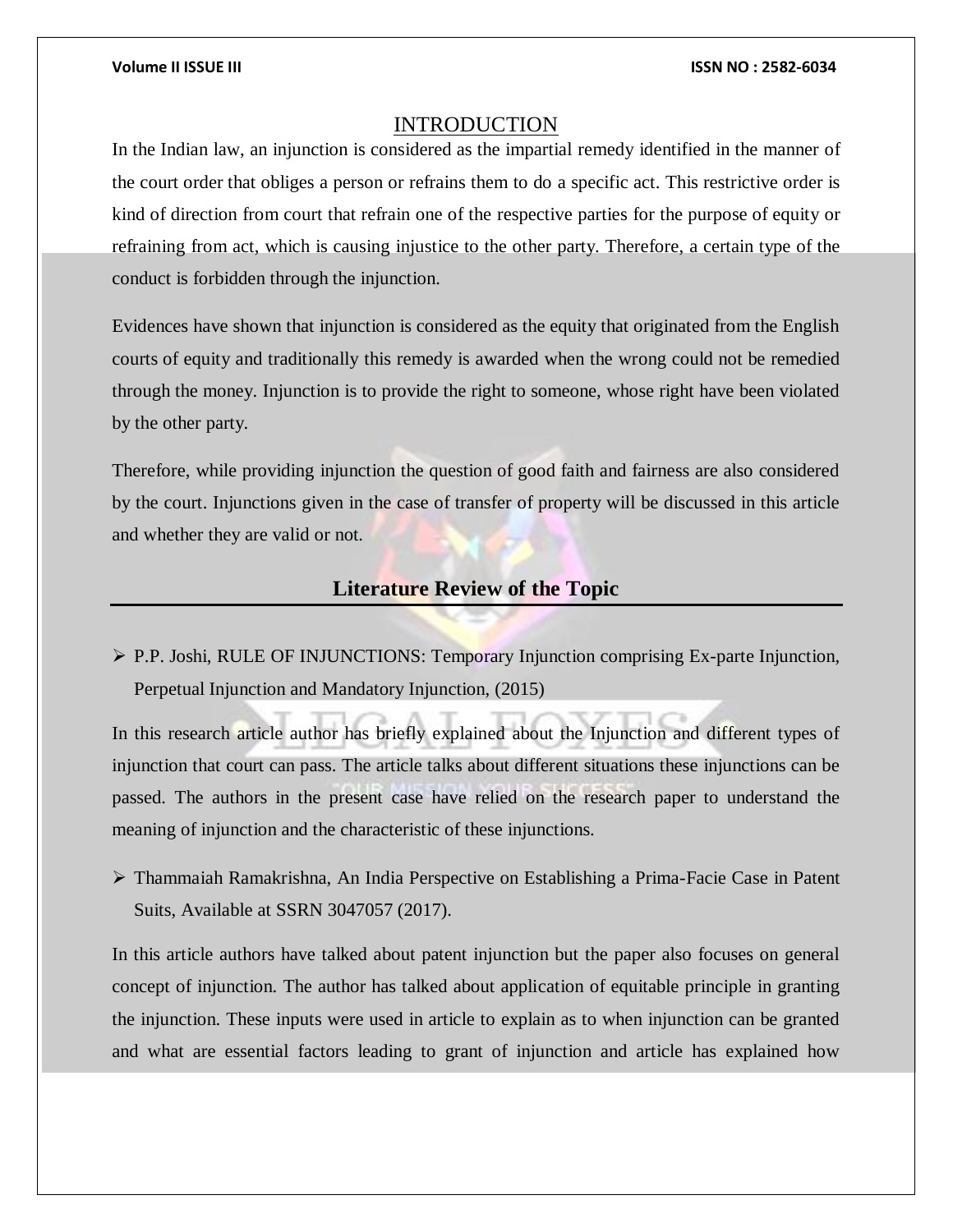## INTRODUCTION

In the Indian law, an injunction is considered as the impartial remedy identified in the manner of the court order that obliges a person or refrains them to do a specific act. This restrictive order is kind of direction from court that refrain one of the respective parties for the purpose of equity or refraining from act, which is causing injustice to the other party. Therefore, a certain type of the conduct is forbidden through the injunction.

Evidences have shown that injunction is considered as the equity that originated from the English courts of equity and traditionally this remedy is awarded when the wrong could not be remedied through the money. Injunction is to provide the right to someone, whose right have been violated by the other party.

Therefore, while providing injunction the question of good faith and fairness are also considered by the court. Injunctions given in the case of transfer of property will be discussed in this article and whether they are valid or not.

## Literature Review of the Topic

- P.P. Joshi, RULE OF INJUNCTIONS: Temporary Injunction comprising Ex-parte Injunction, Perpetual Injunction and Mandatory Injunction, (2015)

In this research article author has briefly explained about the Injunction and different types of injunction that court can pass. The article talks about different situations these injunctions can be passed. The authors in the present case have relied on the research paper to understand the meaning of injunction and the characteristic of these injunctions.

- Thammaiah Ramakrishna, An India Perspective on Establishing a Prima-Facie Case in Patent Suits, Available at SSRN 3047057 (2017).

In this article authors have talked about patent injunction but the paper also focuses on general concept of injunction. The author has talked about application of equitable principle in granting the injunction. These inputs were used in article to explain as to when injunction can be granted and what are essential factors leading to grant of injunction and article has explained how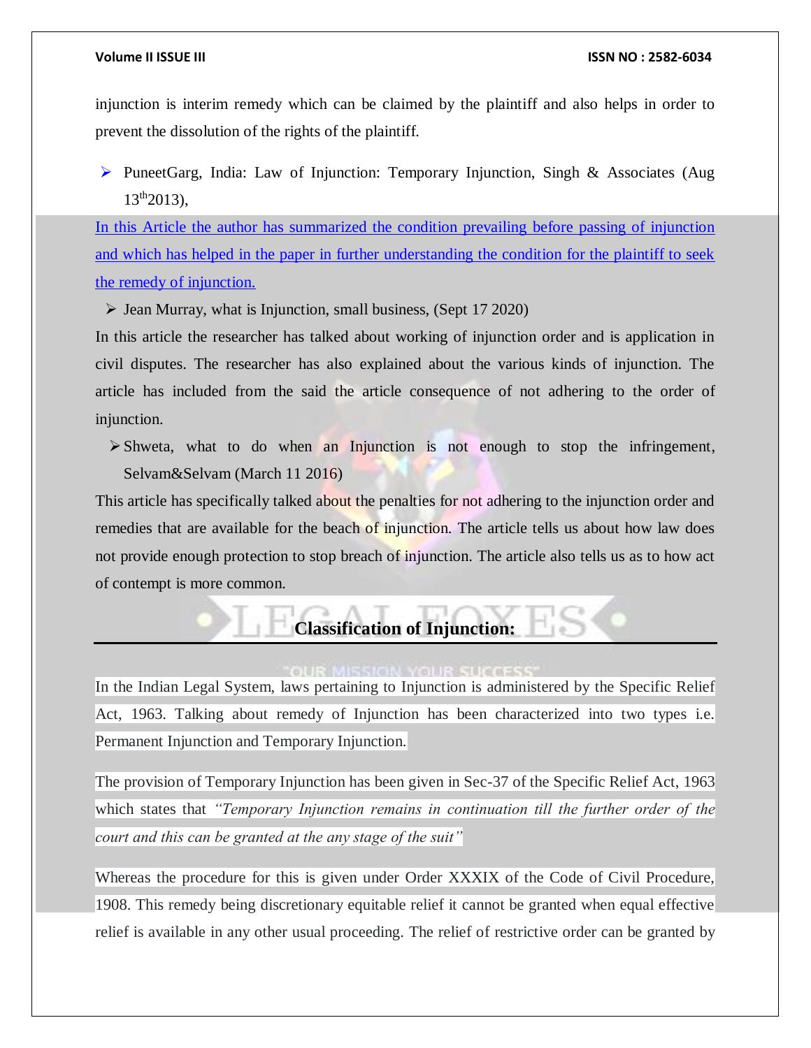injunction is interim remedy which can be claimed by the plaintiff and also helps in order to prevent the dissolution of the rights of the plaintiff.

- PuneetGarg, India: Law of Injunction: Temporary Injunction, Singh & Associates (Aug 13th2013),

In this Article the author has summarized the condition prevailing before passing of injunction and which has helped in the paper in further understanding the condition for the plaintiff to seek the remedy of injunction.

- Jean Murray, what is Injunction, small business, (Sept 17 2020)

In this article the researcher has talked about working of injunction order and is application in civil disputes. The researcher has also explained about the various kinds of injunction. The article has included from the said the article consequence of not adhering to the order of injunction.

- Shweta, what to do when an Injunction is not enough to stop the infringement, Selvam&Selvam (March 11 2016)

This article has specifically talked about the penalties for not adhering to the injunction order and remedies that are available for the beach of injunction. The article tells us about how law does not provide enough protection to stop breach of injunction. The article also tells us as to how act of contempt is more common.

## Classification of Injunction:

In the Indian Legal System, laws pertaining to Injunction is administered by the Specific Relief Act, 1963. Talking about remedy of Injunction has been characterized into two types i.e. Permanent Injunction and Temporary Injunction.

The provision of Temporary Injunction has been given in Sec-37 of the Specific Relief Act, 1963 which states that *"Temporary Injunction remains in continuation till the further order of the court and this can be granted at the any stage of the suit"*

Whereas the procedure for this is given under Order XXXIX of the Code of Civil Procedure, 1908. This remedy being discretionary equitable relief it cannot be granted when equal effective relief is available in any other usual proceeding. The relief of restrictive order can be granted by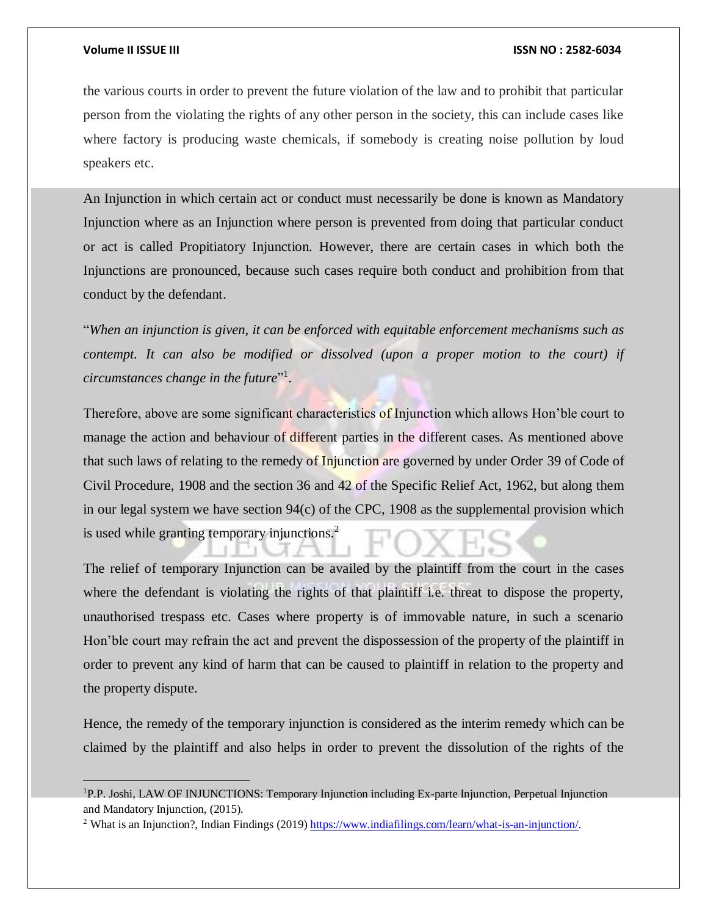the various courts in order to prevent the future violation of the law and to prohibit that particular person from the violating the rights of any other person in the society, this can include cases like where factory is producing waste chemicals, if somebody is creating noise pollution by loud speakers etc.

An Injunction in which certain act or conduct must necessarily be done is known as Mandatory Injunction where as an Injunction where person is prevented from doing that particular conduct or act is called Propitiatory Injunction. However, there are certain cases in which both the Injunctions are pronounced, because such cases require both conduct and prohibition from that conduct by the defendant.

"*When an injunction is given, it can be enforced with equitable enforcement mechanisms such as contempt. It can also be modified or dissolved (upon a proper motion to the court) if circumstances change in the future*"[1].

Therefore, above are some significant characteristics of Injunction which allows Hon'ble court to manage the action and behaviour of different parties in the different cases. As mentioned above that such laws of relating to the remedy of Injunction are governed by under Order 39 of Code of Civil Procedure, 1908 and the section 36 and 42 of the Specific Relief Act, 1962, but along them in our legal system we have section 94(c) of the CPC, 1908 as the supplemental provision which is used while granting temporary injunctions.[2]

The relief of temporary Injunction can be availed by the plaintiff from the court in the cases where the defendant is violating the rights of that plaintiff i.e. threat to dispose the property, unauthorised trespass etc. Cases where property is of immovable nature, in such a scenario Hon'ble court may refrain the act and prevent the dispossession of the property of the plaintiff in order to prevent any kind of harm that can be caused to plaintiff in relation to the property and the property dispute.

Hence, the remedy of the temporary injunction is considered as the interim remedy which can be claimed by the plaintiff and also helps in order to prevent the dissolution of the rights of the

---

[1] P.P. Joshi, LAW OF INJUNCTIONS: Temporary Injunction including Ex-parte Injunction, Perpetual Injunction and Mandatory Injunction, (2015).

[2] What is an Injunction?, Indian Findings (2019) https://www.indiafilings.com/learn/what-is-an-injunction/.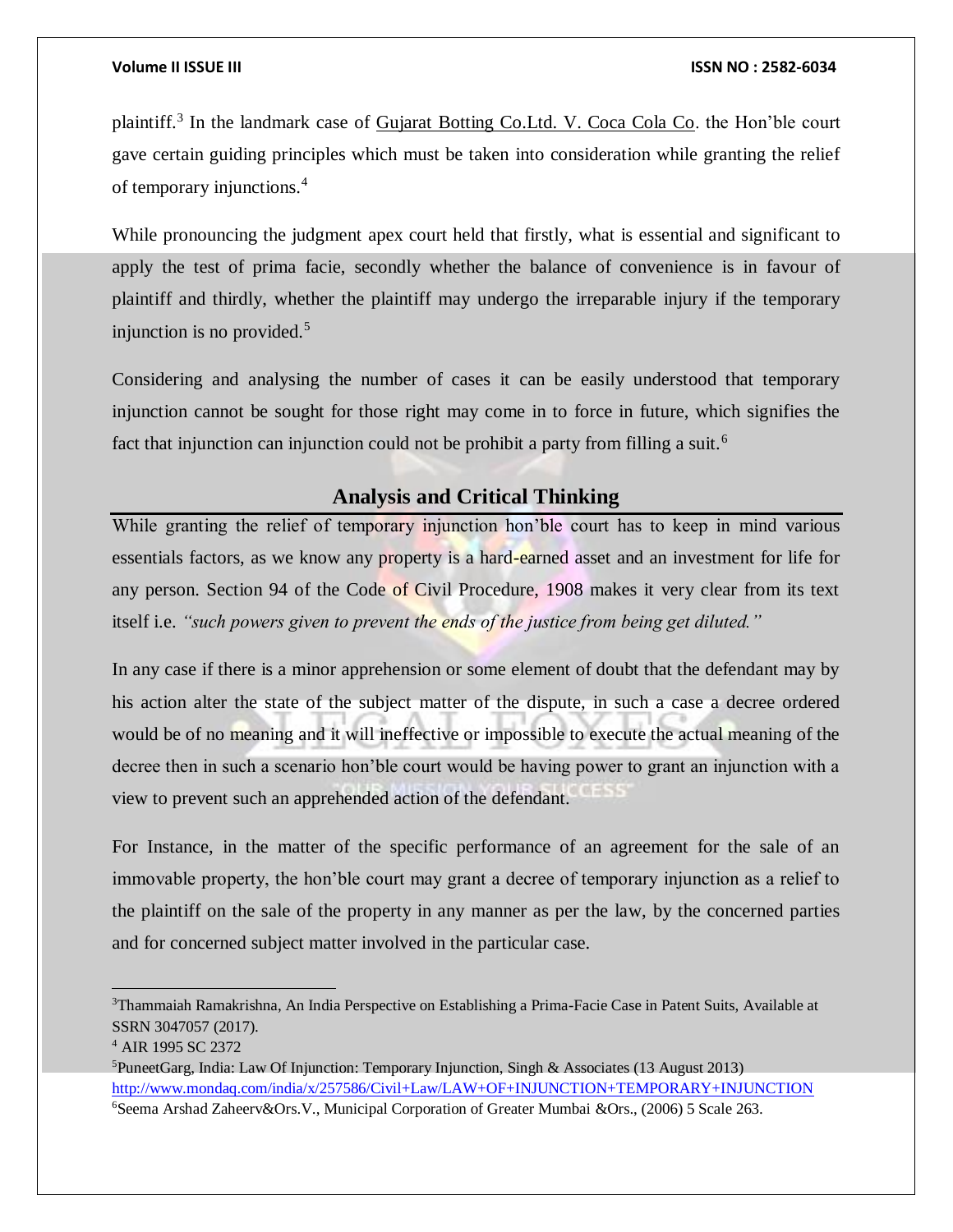plaintiff.[3] In the landmark case of Gujarat Botting Co.Ltd. V. Coca Cola Co. the Hon'ble court gave certain guiding principles which must be taken into consideration while granting the relief of temporary injunctions.[4]

While pronouncing the judgment apex court held that firstly, what is essential and significant to apply the test of prima facie, secondly whether the balance of convenience is in favour of plaintiff and thirdly, whether the plaintiff may undergo the irreparable injury if the temporary injunction is no provided.[5]

Considering and analysing the number of cases it can be easily understood that temporary injunction cannot be sought for those right may come in to force in future, which signifies the fact that injunction can injunction could not be prohibit a party from filling a suit.[6]

## Analysis and Critical Thinking

While granting the relief of temporary injunction hon'ble court has to keep in mind various essentials factors, as we know any property is a hard-earned asset and an investment for life for any person. Section 94 of the Code of Civil Procedure, 1908 makes it very clear from its text itself i.e. *"such powers given to prevent the ends of the justice from being get diluted."*

In any case if there is a minor apprehension or some element of doubt that the defendant may by his action alter the state of the subject matter of the dispute, in such a case a decree ordered would be of no meaning and it will ineffective or impossible to execute the actual meaning of the decree then in such a scenario hon'ble court would be having power to grant an injunction with a view to prevent such an apprehended action of the defendant.

For Instance, in the matter of the specific performance of an agreement for the sale of an immovable property, the hon'ble court may grant a decree of temporary injunction as a relief to the plaintiff on the sale of the property in any manner as per the law, by the concerned parties and for concerned subject matter involved in the particular case.

---

[3] Thammaiah Ramakrishna, An India Perspective on Establishing a Prima-Facie Case in Patent Suits, Available at SSRN 3047057 (2017).

[4] AIR 1995 SC 2372

[5] PuneetGarg, India: Law Of Injunction: Temporary Injunction, Singh & Associates (13 August 2013) http://www.mondaq.com/india/x/257586/Civil+Law/LAW+OF+INJUNCTION+TEMPORARY+INJUNCTION

[6] Seema Arshad Zaheerv&Ors.V., Municipal Corporation of Greater Mumbai &Ors., (2006) 5 Scale 263.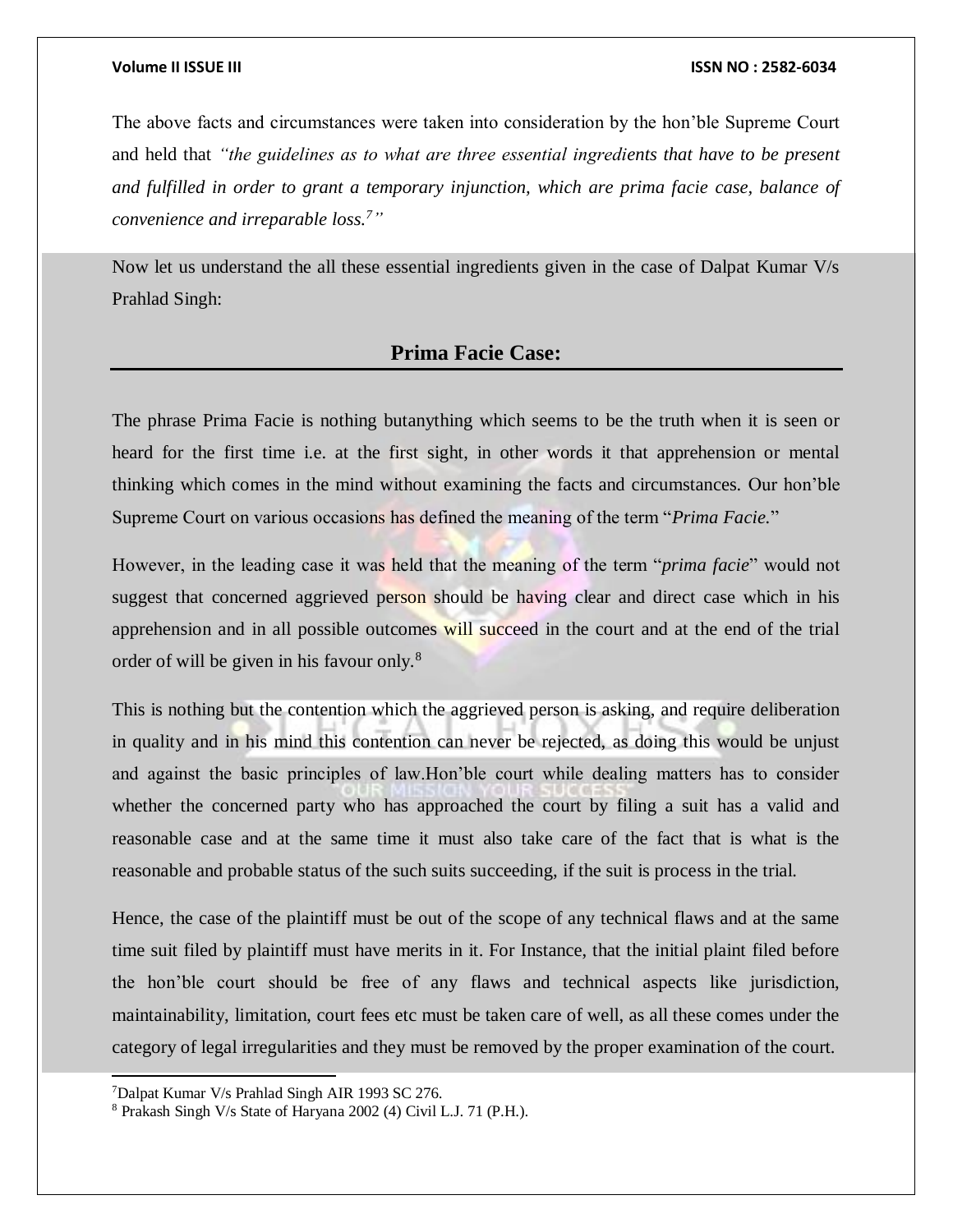The above facts and circumstances were taken into consideration by the hon'ble Supreme Court and held that *"the guidelines as to what are three essential ingredients that have to be present and fulfilled in order to grant a temporary injunction, which are prima facie case, balance of convenience and irreparable loss.[7]"*

Now let us understand the all these essential ingredients given in the case of Dalpat Kumar V/s Prahlad Singh:

## Prima Facie Case:

The phrase Prima Facie is nothing butanything which seems to be the truth when it is seen or heard for the first time i.e. at the first sight, in other words it that apprehension or mental thinking which comes in the mind without examining the facts and circumstances. Our hon'ble Supreme Court on various occasions has defined the meaning of the term "*Prima Facie.*"

However, in the leading case it was held that the meaning of the term "*prima facie*" would not suggest that concerned aggrieved person should be having clear and direct case which in his apprehension and in all possible outcomes will succeed in the court and at the end of the trial order of will be given in his favour only.[8]

This is nothing but the contention which the aggrieved person is asking, and require deliberation in quality and in his mind this contention can never be rejected, as doing this would be unjust and against the basic principles of law.Hon'ble court while dealing matters has to consider whether the concerned party who has approached the court by filing a suit has a valid and reasonable case and at the same time it must also take care of the fact that is what is the reasonable and probable status of the such suits succeeding, if the suit is process in the trial.

Hence, the case of the plaintiff must be out of the scope of any technical flaws and at the same time suit filed by plaintiff must have merits in it. For Instance, that the initial plaint filed before the hon'ble court should be free of any flaws and technical aspects like jurisdiction, maintainability, limitation, court fees etc must be taken care of well, as all these comes under the category of legal irregularities and they must be removed by the proper examination of the court.

---

[7] Dalpat Kumar V/s Prahlad Singh AIR 1993 SC 276.

[8] Prakash Singh V/s State of Haryana 2002 (4) Civil L.J. 71 (P.H.).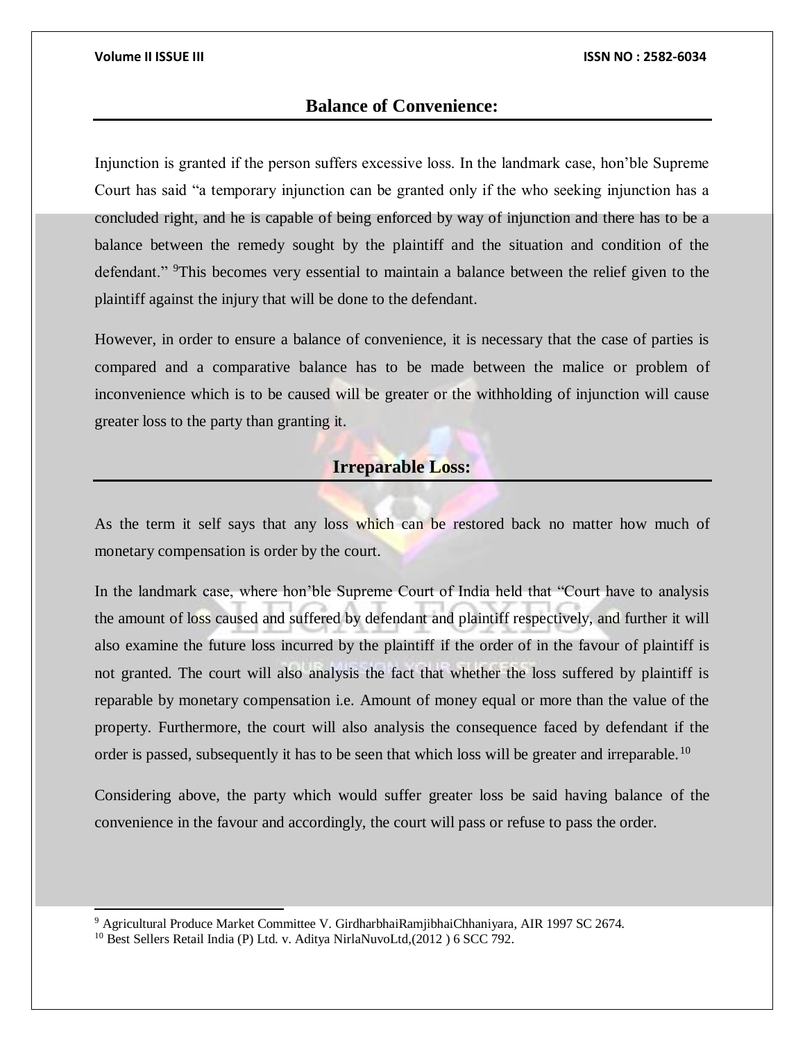## Balance of Convenience:

Injunction is granted if the person suffers excessive loss. In the landmark case, hon'ble Supreme Court has said "a temporary injunction can be granted only if the who seeking injunction has a concluded right, and he is capable of being enforced by way of injunction and there has to be a balance between the remedy sought by the plaintiff and the situation and condition of the defendant." [9]This becomes very essential to maintain a balance between the relief given to the plaintiff against the injury that will be done to the defendant.

However, in order to ensure a balance of convenience, it is necessary that the case of parties is compared and a comparative balance has to be made between the malice or problem of inconvenience which is to be caused will be greater or the withholding of injunction will cause greater loss to the party than granting it.

## Irreparable Loss:

As the term it self says that any loss which can be restored back no matter how much of monetary compensation is order by the court.

In the landmark case, where hon'ble Supreme Court of India held that "Court have to analysis the amount of loss caused and suffered by defendant and plaintiff respectively, and further it will also examine the future loss incurred by the plaintiff if the order of in the favour of plaintiff is not granted. The court will also analysis the fact that whether the loss suffered by plaintiff is reparable by monetary compensation i.e. Amount of money equal or more than the value of the property. Furthermore, the court will also analysis the consequence faced by defendant if the order is passed, subsequently it has to be seen that which loss will be greater and irreparable.[10]

Considering above, the party which would suffer greater loss be said having balance of the convenience in the favour and accordingly, the court will pass or refuse to pass the order.

---

[9] Agricultural Produce Market Committee V. GirdharbhaiRamjibhaiChhaniyara, AIR 1997 SC 2674.

[10] Best Sellers Retail India (P) Ltd. v. Aditya NirlaNuvoLtd,(2012 ) 6 SCC 792.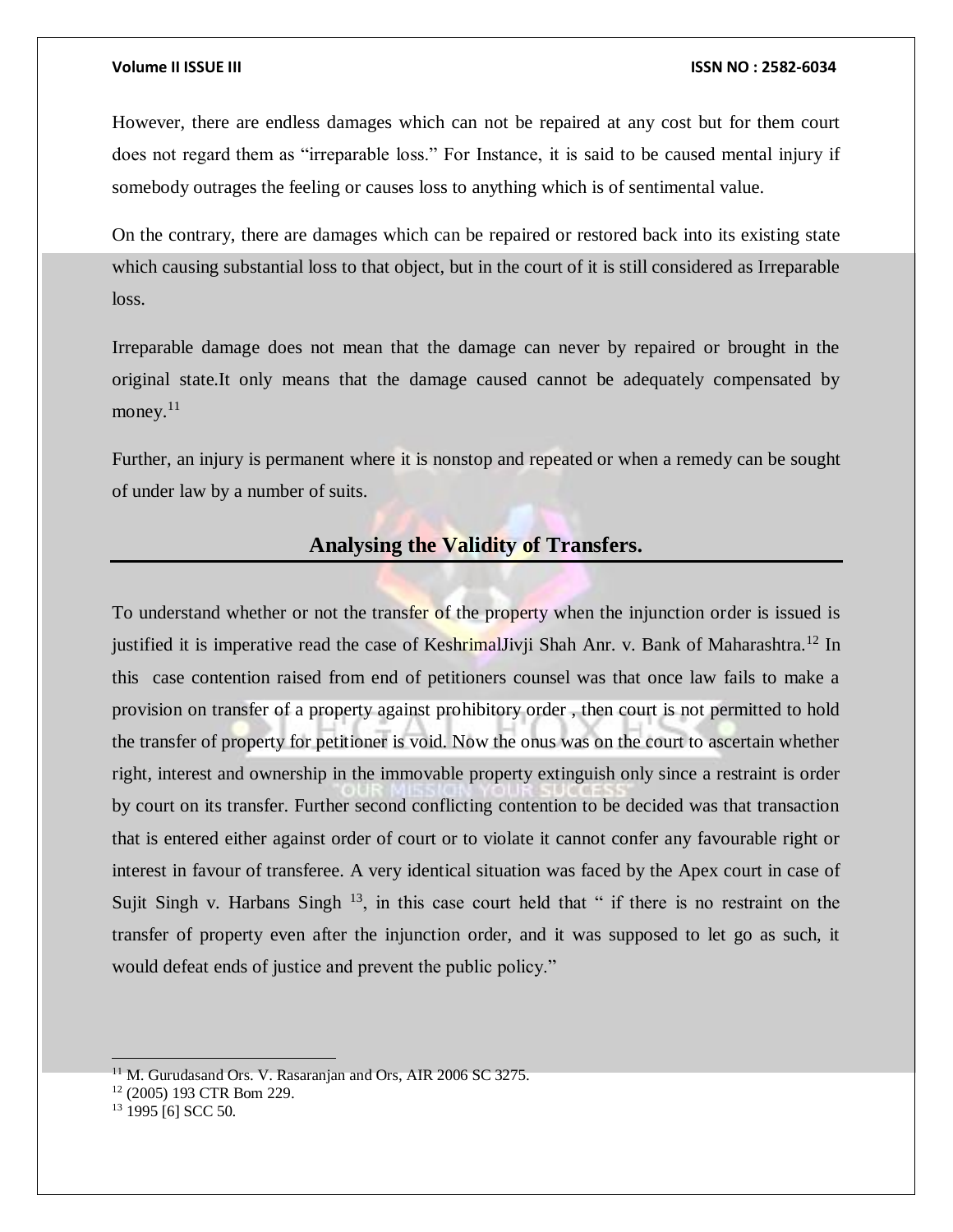However, there are endless damages which can not be repaired at any cost but for them court does not regard them as "irreparable loss." For Instance, it is said to be caused mental injury if somebody outrages the feeling or causes loss to anything which is of sentimental value.

On the contrary, there are damages which can be repaired or restored back into its existing state which causing substantial loss to that object, but in the court of it is still considered as Irreparable loss.

Irreparable damage does not mean that the damage can never by repaired or brought in the original state.It only means that the damage caused cannot be adequately compensated by money.[11]

Further, an injury is permanent where it is nonstop and repeated or when a remedy can be sought of under law by a number of suits.

## Analysing the Validity of Transfers.

To understand whether or not the transfer of the property when the injunction order is issued is justified it is imperative read the case of KeshrimalJivji Shah Anr. v. Bank of Maharashtra.[12] In this case contention raised from end of petitioners counsel was that once law fails to make a provision on transfer of a property against prohibitory order , then court is not permitted to hold the transfer of property for petitioner is void. Now the onus was on the court to ascertain whether right, interest and ownership in the immovable property extinguish only since a restraint is order by court on its transfer. Further second conflicting contention to be decided was that transaction that is entered either against order of court or to violate it cannot confer any favourable right or interest in favour of transferee. A very identical situation was faced by the Apex court in case of Sujit Singh v. Harbans Singh [13], in this case court held that " if there is no restraint on the transfer of property even after the injunction order, and it was supposed to let go as such, it would defeat ends of justice and prevent the public policy."

---

[11] M. Gurudasand Ors. V. Rasaranjan and Ors, AIR 2006 SC 3275.

[12] (2005) 193 CTR Bom 229.

[13] 1995 [6] SCC 50.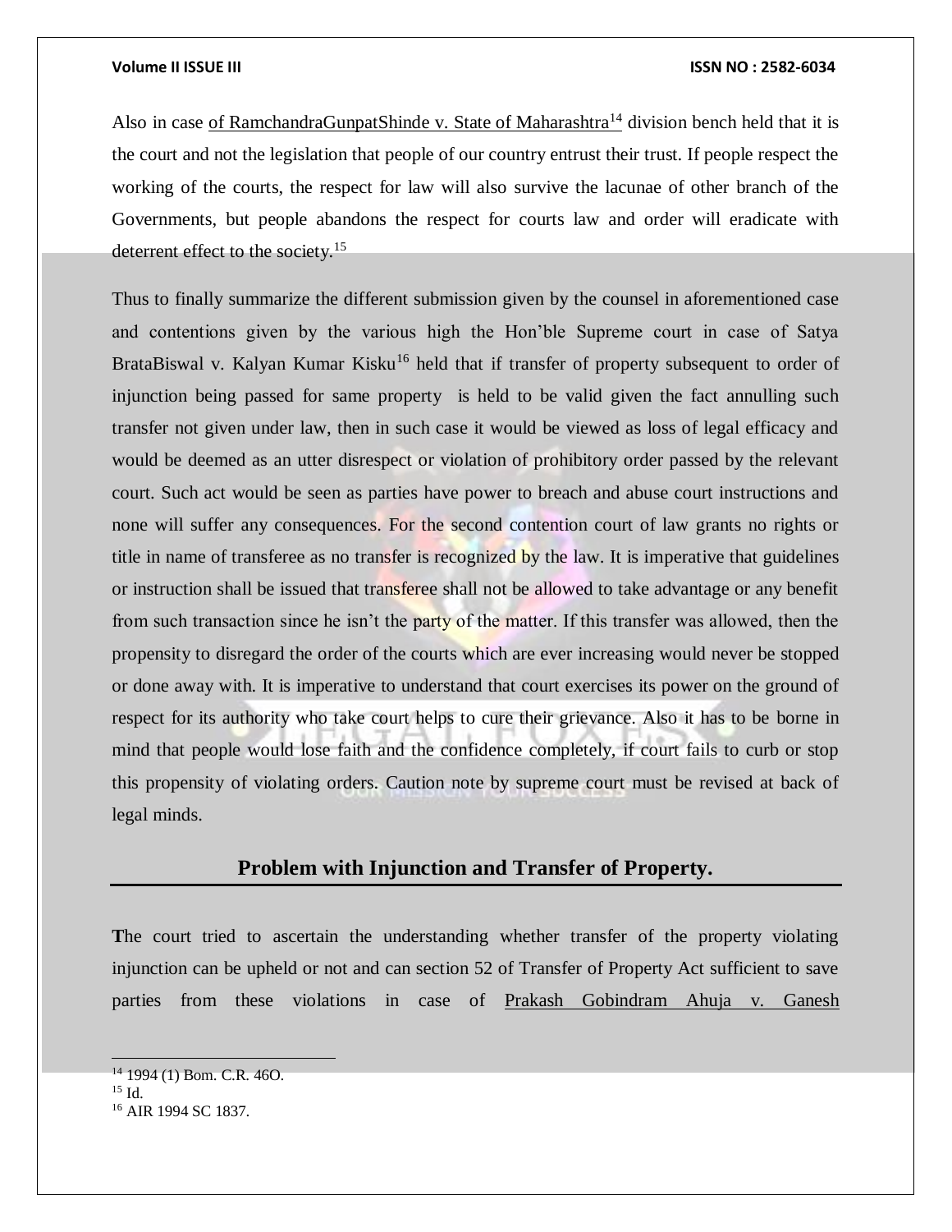Also in case <u>of RamchandraGunpatShinde v. State of Maharashtra</u>[14] division bench held that it is the court and not the legislation that people of our country entrust their trust. If people respect the working of the courts, the respect for law will also survive the lacunae of other branch of the Governments, but people abandons the respect for courts law and order will eradicate with deterrent effect to the society.[15]

Thus to finally summarize the different submission given by the counsel in aforementioned case and contentions given by the various high the Hon'ble Supreme court in case of Satya BrataBiswal v. Kalyan Kumar Kisku[16] held that if transfer of property subsequent to order of injunction being passed for same property is held to be valid given the fact annulling such transfer not given under law, then in such case it would be viewed as loss of legal efficacy and would be deemed as an utter disrespect or violation of prohibitory order passed by the relevant court. Such act would be seen as parties have power to breach and abuse court instructions and none will suffer any consequences. For the second contention court of law grants no rights or title in name of transferee as no transfer is recognized by the law. It is imperative that guidelines or instruction shall be issued that transferee shall not be allowed to take advantage or any benefit from such transaction since he isn't the party of the matter. If this transfer was allowed, then the propensity to disregard the order of the courts which are ever increasing would never be stopped or done away with. It is imperative to understand that court exercises its power on the ground of respect for its authority who take court helps to cure their grievance. Also it has to be borne in mind that people would lose faith and the confidence completely, if court fails to curb or stop this propensity of violating orders. Caution note by supreme court must be revised at back of legal minds.

## Problem with Injunction and Transfer of Property.

**T**he court tried to ascertain the understanding whether transfer of the property violating injunction can be upheld or not and can section 52 of Transfer of Property Act sufficient to save parties from these violations in case of <u>Prakash Gobindram Ahuja v. Ganesh</u>

---

[14] 1994 (1) Bom. C.R. 46O.

[15] Id.

[16] AIR 1994 SC 1837.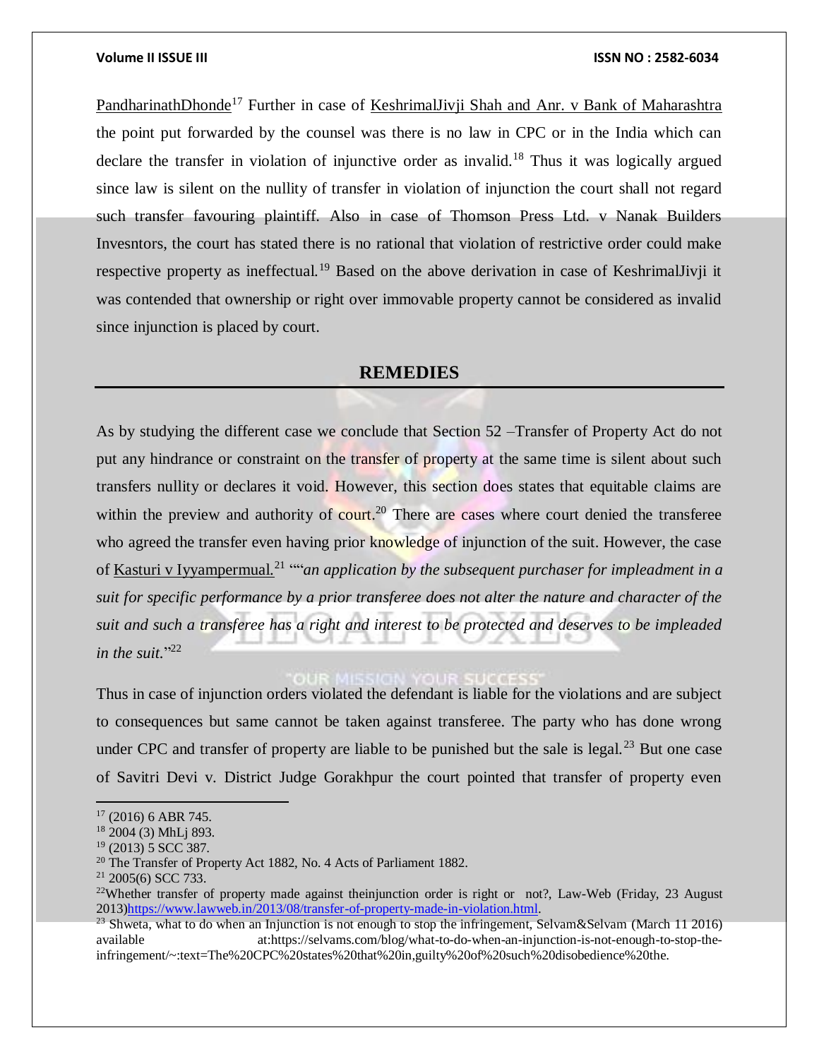PandharinathDhonde[17] Further in case of KeshrimalJivji Shah and Anr. v Bank of Maharashtra the point put forwarded by the counsel was there is no law in CPC or in the India which can declare the transfer in violation of injunctive order as invalid.[18] Thus it was logically argued since law is silent on the nullity of transfer in violation of injunction the court shall not regard such transfer favouring plaintiff. Also in case of Thomson Press Ltd. v Nanak Builders Invesntors, the court has stated there is no rational that violation of restrictive order could make respective property as ineffectual.[19] Based on the above derivation in case of KeshrimalJivji it was contended that ownership or right over immovable property cannot be considered as invalid since injunction is placed by court.

## REMEDIES

As by studying the different case we conclude that Section 52 –Transfer of Property Act do not put any hindrance or constraint on the transfer of property at the same time is silent about such transfers nullity or declares it void. However, this section does states that equitable claims are within the preview and authority of court.[20] There are cases where court denied the transferee who agreed the transfer even having prior knowledge of injunction of the suit. However, the case of Kasturi v Iyyampermual.[21] ""*an application by the subsequent purchaser for impleadment in a suit for specific performance by a prior transferee does not alter the nature and character of the suit and such a transferee has a right and interest to be protected and deserves to be impleaded in the suit.*"[22]

Thus in case of injunction orders violated the defendant is liable for the violations and are subject to consequences but same cannot be taken against transferee. The party who has done wrong under CPC and transfer of property are liable to be punished but the sale is legal.[23] But one case of Savitri Devi v. District Judge Gorakhpur the court pointed that transfer of property even

---

[17] (2016) 6 ABR 745.

[18] 2004 (3) MhLj 893.

[19] (2013) 5 SCC 387.

[20] The Transfer of Property Act 1882, No. 4 Acts of Parliament 1882.

[21] 2005(6) SCC 733.

[22] Whether transfer of property made against theinjunction order is right or not?, Law-Web (Friday, 23 August 2013)https://www.lawweb.in/2013/08/transfer-of-property-made-in-violation.html.

[23] Shweta, what to do when an Injunction is not enough to stop the infringement, Selvam&Selvam (March 11 2016) available at:https://selvams.com/blog/what-to-do-when-an-injunction-is-not-enough-to-stop-the-infringement/~:text=The%20CPC%20states%20that%20in,guilty%20of%20such%20disobedience%20the.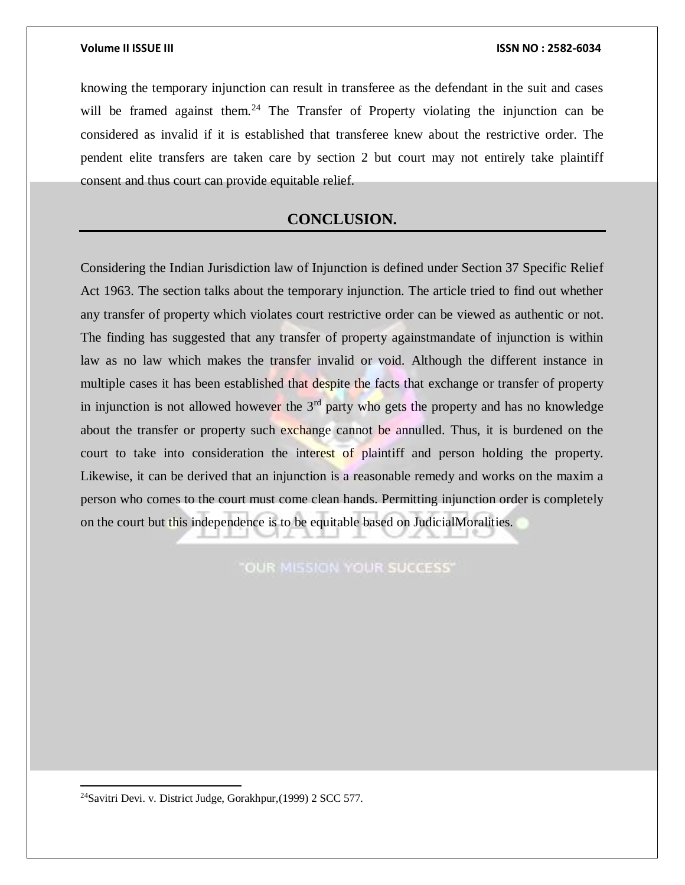knowing the temporary injunction can result in transferee as the defendant in the suit and cases will be framed against them.[24] The Transfer of Property violating the injunction can be considered as invalid if it is established that transferee knew about the restrictive order. The pendent elite transfers are taken care by section 2 but court may not entirely take plaintiff consent and thus court can provide equitable relief.

## CONCLUSION.

Considering the Indian Jurisdiction law of Injunction is defined under Section 37 Specific Relief Act 1963. The section talks about the temporary injunction. The article tried to find out whether any transfer of property which violates court restrictive order can be viewed as authentic or not. The finding has suggested that any transfer of property againstmandate of injunction is within law as no law which makes the transfer invalid or void. Although the different instance in multiple cases it has been established that despite the facts that exchange or transfer of property in injunction is not allowed however the 3rd party who gets the property and has no knowledge about the transfer or property such exchange cannot be annulled. Thus, it is burdened on the court to take into consideration the interest of plaintiff and person holding the property. Likewise, it can be derived that an injunction is a reasonable remedy and works on the maxim a person who comes to the court must come clean hands. Permitting injunction order is completely on the court but this independence is to be equitable based on JudicialMoralities.

---

[24] Savitri Devi. v. District Judge, Gorakhpur,(1999) 2 SCC 577.